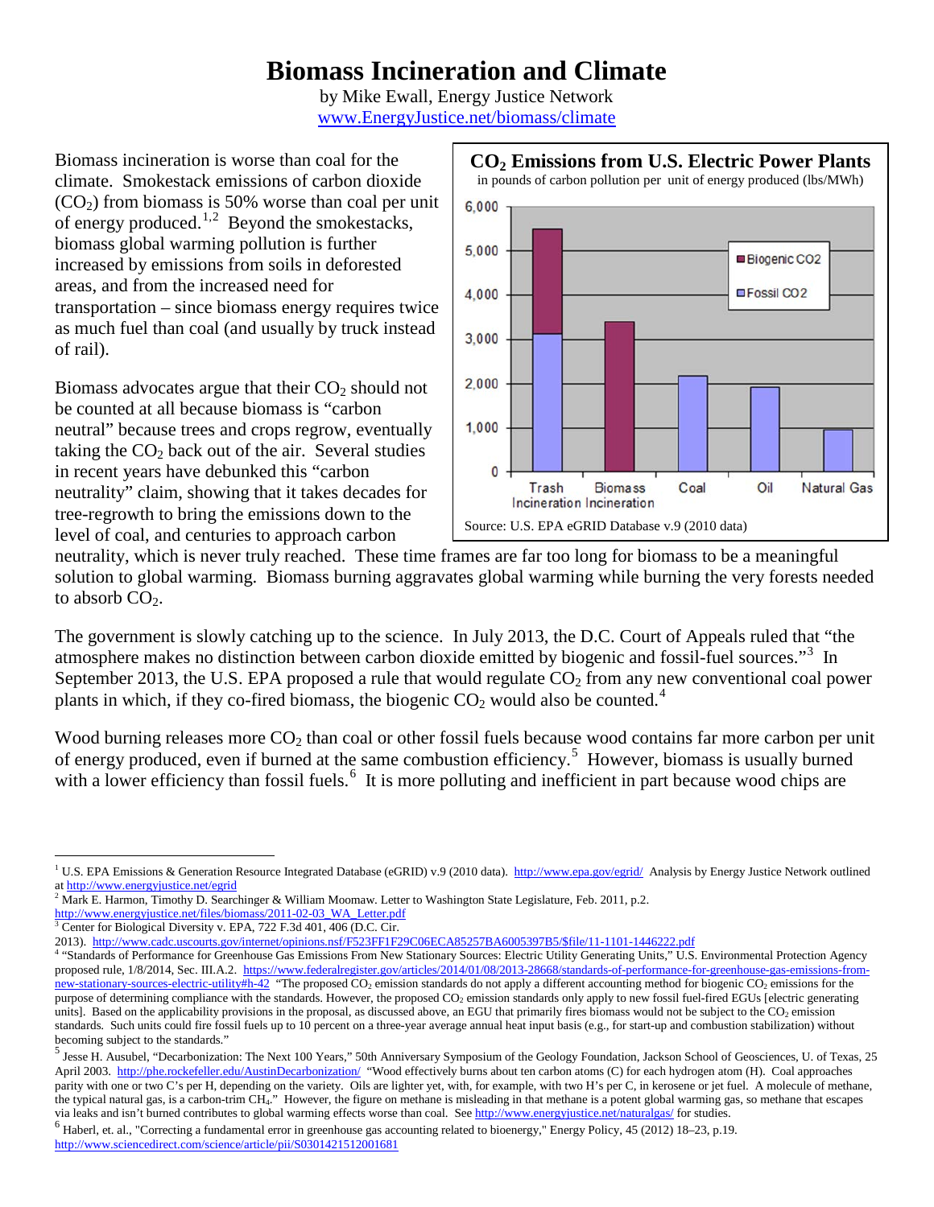# Biomass Incineration and Climate

by Mike Ewall, Energy Justice Network
www.EnergyJustice.net/biomass/climate

Biomass incineration is worse than coal for the climate. Smokestack emissions of carbon dioxide ($CO_2$) from biomass is 50% worse than coal per unit of energy produced.[1,2] Beyond the smokestacks, biomass global warming pollution is further increased by emissions from soils in deforested areas, and from the increased need for transportation – since biomass energy requires twice as much fuel than coal (and usually by truck instead of rail).

**$CO_2$ Emissions from U.S. Electric Power Plants**
in pounds of carbon pollution per unit of energy produced (lbs/MWh)

Source: U.S. EPA eGRID Database v.9 (2010 data)

Biomass advocates argue that their $CO_2$ should not be counted at all because biomass is "carbon neutral" because trees and crops regrow, eventually taking the $CO_2$ back out of the air. Several studies in recent years have debunked this "carbon neutrality" claim, showing that it takes decades for tree-regrowth to bring the emissions down to the level of coal, and centuries to approach carbon neutrality, which is never truly reached. These time frames are far too long for biomass to be a meaningful solution to global warming. Biomass burning aggravates global warming while burning the very forests needed to absorb $CO_2$.

The government is slowly catching up to the science. In July 2013, the D.C. Court of Appeals ruled that "the atmosphere makes no distinction between carbon dioxide emitted by biogenic and fossil-fuel sources."[3] In September 2013, the U.S. EPA proposed a rule that would regulate $CO_2$ from any new conventional coal power plants in which, if they co-fired biomass, the biogenic $CO_2$ would also be counted.[4]

Wood burning releases more $CO_2$ than coal or other fossil fuels because wood contains far more carbon per unit of energy produced, even if burned at the same combustion efficiency.[5] However, biomass is usually burned with a lower efficiency than fossil fuels.[6] It is more polluting and inefficient in part because wood chips are

---

[1] U.S. EPA Emissions & Generation Resource Integrated Database (eGRID) v.9 (2010 data). http://www.epa.gov/egrid/ Analysis by Energy Justice Network outlined at http://www.energyjustice.net/egrid

[2] Mark E. Harmon, Timothy D. Searchinger & William Moomaw. Letter to Washington State Legislature, Feb. 2011, p.2. http://www.energyjustice.net/files/biomass/2011-02-03_WA_Letter.pdf

[3] Center for Biological Diversity v. EPA, 722 F.3d 401, 406 (D.C. Cir. 2013). http://www.cadc.uscourts.gov/internet/opinions.nsf/F523FF1F29C06ECA85257BA6005397B5/$file/11-1101-1446222.pdf

[4] "Standards of Performance for Greenhouse Gas Emissions From New Stationary Sources: Electric Utility Generating Units," U.S. Environmental Protection Agency proposed rule, 1/8/2014, Sec. III.A.2. https://www.federalregister.gov/articles/2014/01/08/2013-28668/standards-of-performance-for-greenhouse-gas-emissions-from-new-stationary-sources-electric-utility#h-42 "The proposed $CO_2$ emission standards do not apply a different accounting method for biogenic $CO_2$ emissions for the purpose of determining compliance with the standards. However, the proposed $CO_2$ emission standards only apply to new fossil fuel-fired EGUs [electric generating units]. Based on the applicability provisions in the proposal, as discussed above, an EGU that primarily fires biomass would not be subject to the $CO_2$ emission standards. Such units could fire fossil fuels up to 10 percent on a three-year average annual heat input basis (e.g., for start-up and combustion stabilization) without becoming subject to the standards."

[5] Jesse H. Ausubel, "Decarbonization: The Next 100 Years," 50th Anniversary Symposium of the Geology Foundation, Jackson School of Geosciences, U. of Texas, 25 April 2003. http://phe.rockefeller.edu/AustinDecarbonization/ "Wood effectively burns about ten carbon atoms (C) for each hydrogen atom (H). Coal approaches parity with one or two C's per H, depending on the variety. Oils are lighter yet, with, for example, with two H's per C, in kerosene or jet fuel. A molecule of methane, the typical natural gas, is a carbon-trim $CH_4$." However, the figure on methane is misleading in that methane is a potent global warming gas, so methane that escapes via leaks and isn't burned contributes to global warming effects worse than coal. See http://www.energyjustice.net/naturalgas/ for studies.

[6] Haberl, et. al., "Correcting a fundamental error in greenhouse gas accounting related to bioenergy," Energy Policy, 45 (2012) 18–23, p.19. http://www.sciencedirect.com/science/article/pii/S0301421512001681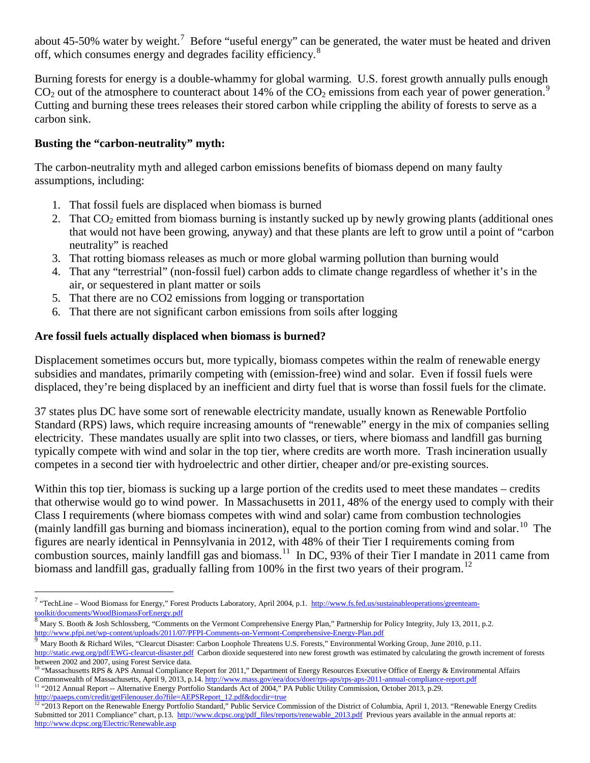about 45-50% water by weight.[7] Before "useful energy" can be generated, the water must be heated and driven off, which consumes energy and degrades facility efficiency.[8]

Burning forests for energy is a double-whammy for global warming. U.S. forest growth annually pulls enough $CO_2$ out of the atmosphere to counteract about 14% of the $CO_2$ emissions from each year of power generation.[9] Cutting and burning these trees releases their stored carbon while crippling the ability of forests to serve as a carbon sink.

**Busting the "carbon-neutrality" myth:**

The carbon-neutrality myth and alleged carbon emissions benefits of biomass depend on many faulty assumptions, including:

1. That fossil fuels are displaced when biomass is burned
2. That $CO_2$ emitted from biomass burning is instantly sucked up by newly growing plants (additional ones that would not have been growing, anyway) and that these plants are left to grow until a point of "carbon neutrality" is reached
3. That rotting biomass releases as much or more global warming pollution than burning would
4. That any "terrestrial" (non-fossil fuel) carbon adds to climate change regardless of whether it's in the air, or sequestered in plant matter or soils
5. That there are no CO2 emissions from logging or transportation
6. That there are not significant carbon emissions from soils after logging

**Are fossil fuels actually displaced when biomass is burned?**

Displacement sometimes occurs but, more typically, biomass competes within the realm of renewable energy subsidies and mandates, primarily competing with (emission-free) wind and solar. Even if fossil fuels were displaced, they're being displaced by an inefficient and dirty fuel that is worse than fossil fuels for the climate.

37 states plus DC have some sort of renewable electricity mandate, usually known as Renewable Portfolio Standard (RPS) laws, which require increasing amounts of "renewable" energy in the mix of companies selling electricity. These mandates usually are split into two classes, or tiers, where biomass and landfill gas burning typically compete with wind and solar in the top tier, where credits are worth more. Trash incineration usually competes in a second tier with hydroelectric and other dirtier, cheaper and/or pre-existing sources.

Within this top tier, biomass is sucking up a large portion of the credits used to meet these mandates – credits that otherwise would go to wind power. In Massachusetts in 2011, 48% of the energy used to comply with their Class I requirements (where biomass competes with wind and solar) came from combustion technologies (mainly landfill gas burning and biomass incineration), equal to the portion coming from wind and solar.[10] The figures are nearly identical in Pennsylvania in 2012, with 48% of their Tier I requirements coming from combustion sources, mainly landfill gas and biomass.[11] In DC, 93% of their Tier I mandate in 2011 came from biomass and landfill gas, gradually falling from 100% in the first two years of their program.[12]

---

[7] "TechLine – Wood Biomass for Energy," Forest Products Laboratory, April 2004, p.1. http://www.fs.fed.us/sustainableoperations/greenteam-toolkit/documents/WoodBiomassForEnergy.pdf

[8] Mary S. Booth & Josh Schlossberg, "Comments on the Vermont Comprehensive Energy Plan," Partnership for Policy Integrity, July 13, 2011, p.2. http://www.pfpi.net/wp-content/uploads/2011/07/PFPI-Comments-on-Vermont-Comprehensive-Energy-Plan.pdf

[9] Mary Booth & Richard Wiles, "Clearcut Disaster: Carbon Loophole Threatens U.S. Forests," Environmental Working Group, June 2010, p.11. http://static.ewg.org/pdf/EWG-clearcut-disaster.pdf Carbon dioxide sequestered into new forest growth was estimated by calculating the growth increment of forests between 2002 and 2007, using Forest Service data.

[10] "Massachusetts RPS & APS Annual Compliance Report for 2011," Department of Energy Resources Executive Office of Energy & Environmental Affairs Commonwealth of Massachusetts, April 9, 2013, p.14. http://www.mass.gov/eea/docs/doer/rps-aps/rps-aps-2011-annual-compliance-report.pdf

[11] "2012 Annual Report -- Alternative Energy Portfolio Standards Act of 2004," PA Public Utility Commission, October 2013, p.29. http://paaeps.com/credit/getFilenouser.do?file=AEPSReport_12.pdf&docdir=true

[12] "2013 Report on the Renewable Energy Portfolio Standard," Public Service Commission of the District of Columbia, April 1, 2013. "Renewable Energy Credits Submitted tor 2011 Compliance" chart, p.13. http://www.dcpsc.org/pdf_files/reports/renewable_2013.pdf Previous years available in the annual reports at: http://www.dcpsc.org/Electric/Renewable.asp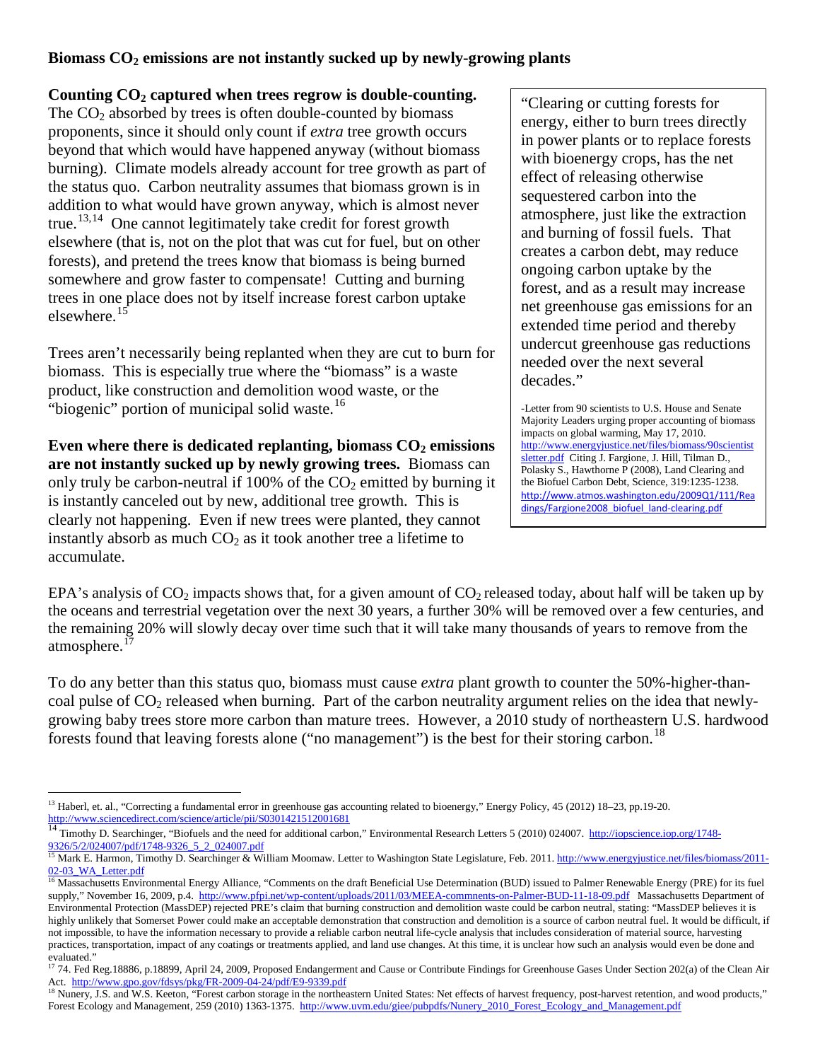**Biomass $CO_2$ emissions are not instantly sucked up by newly-growing plants**

**Counting $CO_2$ captured when trees regrow is double-counting.** The $CO_2$ absorbed by trees is often double-counted by biomass proponents, since it should only count if *extra* tree growth occurs beyond that which would have happened anyway (without biomass burning). Climate models already account for tree growth as part of the status quo. Carbon neutrality assumes that biomass grown is in addition to what would have grown anyway, which is almost never true.[13,14] One cannot legitimately take credit for forest growth elsewhere (that is, not on the plot that was cut for fuel, but on other forests), and pretend the trees know that biomass is being burned somewhere and grow faster to compensate! Cutting and burning trees in one place does not by itself increase forest carbon uptake elsewhere.[15]

Trees aren't necessarily being replanted when they are cut to burn for biomass. This is especially true where the "biomass" is a waste product, like construction and demolition wood waste, or the "biogenic" portion of municipal solid waste.[16]

**Even where there is dedicated replanting, biomass $CO_2$ emissions are not instantly sucked up by newly growing trees.** Biomass can only truly be carbon-neutral if 100% of the $CO_2$ emitted by burning it is instantly canceled out by new, additional tree growth. This is clearly not happening. Even if new trees were planted, they cannot instantly absorb as much $CO_2$ as it took another tree a lifetime to accumulate.

> "Clearing or cutting forests for energy, either to burn trees directly in power plants or to replace forests with bioenergy crops, has the net effect of releasing otherwise sequestered carbon into the atmosphere, just like the extraction and burning of fossil fuels. That creates a carbon debt, may reduce ongoing carbon uptake by the forest, and as a result may increase net greenhouse gas emissions for an extended time period and thereby undercut greenhouse gas reductions needed over the next several decades."
>
> -Letter from 90 scientists to U.S. House and Senate Majority Leaders urging proper accounting of biomass impacts on global warming, May 17, 2010. http://www.energyjustice.net/files/biomass/90scientistsletter.pdf Citing J. Fargione, J. Hill, Tilman D., Polasky S., Hawthorne P (2008), Land Clearing and the Biofuel Carbon Debt, Science, 319:1235-1238. http://www.atmos.washington.edu/2009Q1/111/Readings/Fargione2008_biofuel_land-clearing.pdf

EPA's analysis of $CO_2$ impacts shows that, for a given amount of $CO_2$ released today, about half will be taken up by the oceans and terrestrial vegetation over the next 30 years, a further 30% will be removed over a few centuries, and the remaining 20% will slowly decay over time such that it will take many thousands of years to remove from the atmosphere.[17]

To do any better than this status quo, biomass must cause *extra* plant growth to counter the 50%-higher-than-coal pulse of $CO_2$ released when burning. Part of the carbon neutrality argument relies on the idea that newly-growing baby trees store more carbon than mature trees. However, a 2010 study of northeastern U.S. hardwood forests found that leaving forests alone ("no management") is the best for their storing carbon.[18]

---

[13] Haberl, et. al., "Correcting a fundamental error in greenhouse gas accounting related to bioenergy," Energy Policy, 45 (2012) 18–23, pp.19-20. http://www.sciencedirect.com/science/article/pii/S0301421512001681

[14] Timothy D. Searchinger, "Biofuels and the need for additional carbon," Environmental Research Letters 5 (2010) 024007. http://iopscience.iop.org/1748-9326/5/2/024007/pdf/1748-9326_5_2_024007.pdf

[15] Mark E. Harmon, Timothy D. Searchinger & William Moomaw. Letter to Washington State Legislature, Feb. 2011. http://www.energyjustice.net/files/biomass/2011-02-03_WA_Letter.pdf

[16] Massachusetts Environmental Energy Alliance, "Comments on the draft Beneficial Use Determination (BUD) issued to Palmer Renewable Energy (PRE) for its fuel supply," November 16, 2009, p.4. http://www.pfpi.net/wp-content/uploads/2011/03/MEEA-commnents-on-Palmer-BUD-11-18-09.pdf Massachusetts Department of Environmental Protection (MassDEP) rejected PRE's claim that burning construction and demolition waste could be carbon neutral, stating: "MassDEP believes it is highly unlikely that Somerset Power could make an acceptable demonstration that construction and demolition is a source of carbon neutral fuel. It would be difficult, if not impossible, to have the information necessary to provide a reliable carbon neutral life-cycle analysis that includes consideration of material source, harvesting practices, transportation, impact of any coatings or treatments applied, and land use changes. At this time, it is unclear how such an analysis would even be done and evaluated."

[17] 74. Fed Reg.18886, p.18899, April 24, 2009, Proposed Endangerment and Cause or Contribute Findings for Greenhouse Gases Under Section 202(a) of the Clean Air Act. http://www.gpo.gov/fdsys/pkg/FR-2009-04-24/pdf/E9-9339.pdf

[18] Nunery, J.S. and W.S. Keeton, "Forest carbon storage in the northeastern United States: Net effects of harvest frequency, post-harvest retention, and wood products," Forest Ecology and Management, 259 (2010) 1363-1375. http://www.uvm.edu/giee/pubpdfs/Nunery_2010_Forest_Ecology_and_Management.pdf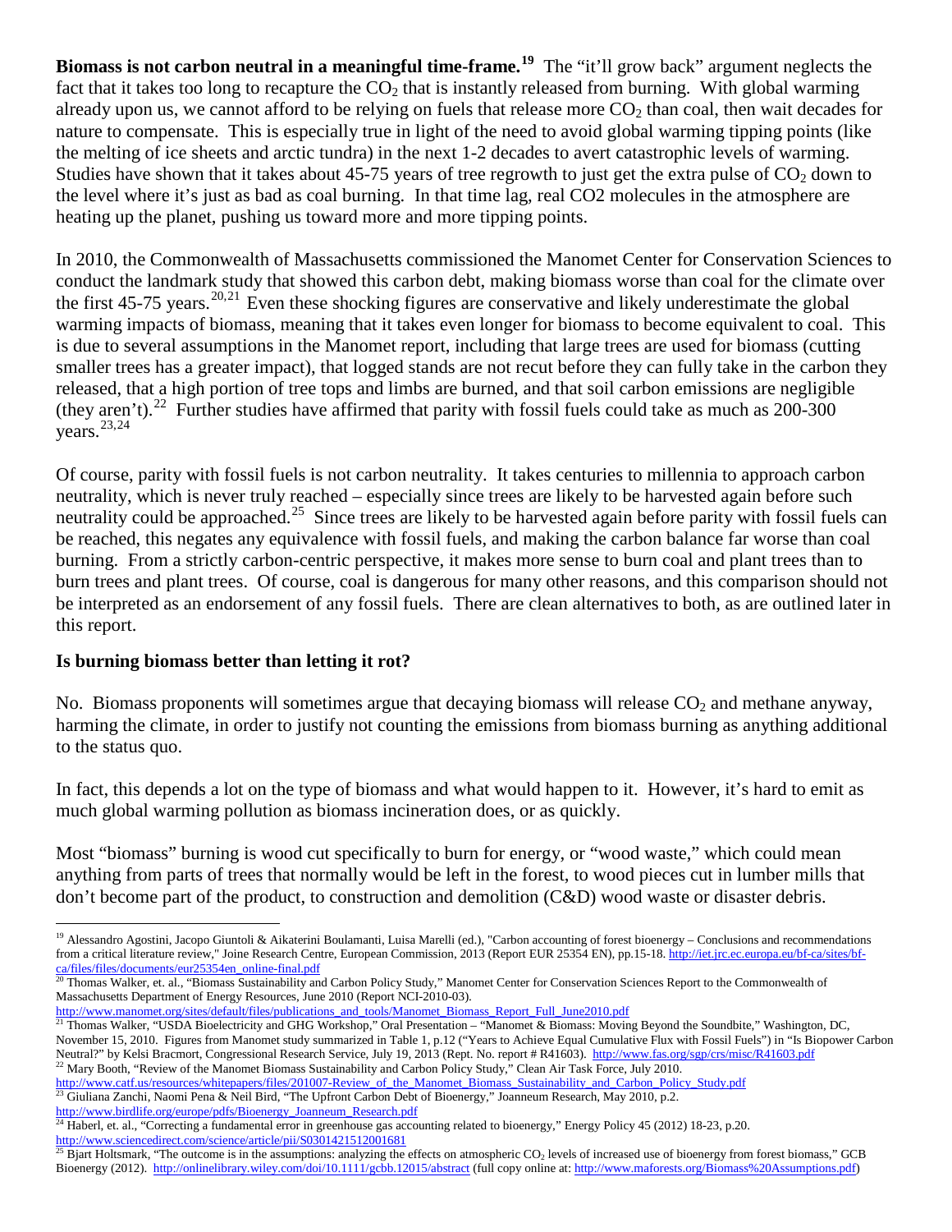**Biomass is not carbon neutral in a meaningful time-frame.**[19] The "it'll grow back" argument neglects the fact that it takes too long to recapture the $CO_2$ that is instantly released from burning. With global warming already upon us, we cannot afford to be relying on fuels that release more $CO_2$ than coal, then wait decades for nature to compensate. This is especially true in light of the need to avoid global warming tipping points (like the melting of ice sheets and arctic tundra) in the next 1-2 decades to avert catastrophic levels of warming. Studies have shown that it takes about 45-75 years of tree regrowth to just get the extra pulse of $CO_2$ down to the level where it's just as bad as coal burning. In that time lag, real CO2 molecules in the atmosphere are heating up the planet, pushing us toward more and more tipping points.

In 2010, the Commonwealth of Massachusetts commissioned the Manomet Center for Conservation Sciences to conduct the landmark study that showed this carbon debt, making biomass worse than coal for the climate over the first 45-75 years.[20,21] Even these shocking figures are conservative and likely underestimate the global warming impacts of biomass, meaning that it takes even longer for biomass to become equivalent to coal. This is due to several assumptions in the Manomet report, including that large trees are used for biomass (cutting smaller trees has a greater impact), that logged stands are not recut before they can fully take in the carbon they released, that a high portion of tree tops and limbs are burned, and that soil carbon emissions are negligible (they aren't).[22] Further studies have affirmed that parity with fossil fuels could take as much as 200-300 years.[23,24]

Of course, parity with fossil fuels is not carbon neutrality. It takes centuries to millennia to approach carbon neutrality, which is never truly reached – especially since trees are likely to be harvested again before such neutrality could be approached.[25] Since trees are likely to be harvested again before parity with fossil fuels can be reached, this negates any equivalence with fossil fuels, and making the carbon balance far worse than coal burning. From a strictly carbon-centric perspective, it makes more sense to burn coal and plant trees than to burn trees and plant trees. Of course, coal is dangerous for many other reasons, and this comparison should not be interpreted as an endorsement of any fossil fuels. There are clean alternatives to both, as are outlined later in this report.

### Is burning biomass better than letting it rot?

No. Biomass proponents will sometimes argue that decaying biomass will release $CO_2$ and methane anyway, harming the climate, in order to justify not counting the emissions from biomass burning as anything additional to the status quo.

In fact, this depends a lot on the type of biomass and what would happen to it. However, it's hard to emit as much global warming pollution as biomass incineration does, or as quickly.

Most "biomass" burning is wood cut specifically to burn for energy, or "wood waste," which could mean anything from parts of trees that normally would be left in the forest, to wood pieces cut in lumber mills that don't become part of the product, to construction and demolition (C&D) wood waste or disaster debris.

---

[19] Alessandro Agostini, Jacopo Giuntoli & Aikaterini Boulamanti, Luisa Marelli (ed.), "Carbon accounting of forest bioenergy – Conclusions and recommendations from a critical literature review," Joine Research Centre, European Commission, 2013 (Report EUR 25354 EN), pp.15-18. http://iet.jrc.ec.europa.eu/bf-ca/sites/bf-ca/files/files/documents/eur25354en_online-final.pdf

[20] Thomas Walker, et. al., "Biomass Sustainability and Carbon Policy Study," Manomet Center for Conservation Sciences Report to the Commonwealth of Massachusetts Department of Energy Resources, June 2010 (Report NCI-2010-03). http://www.manomet.org/sites/default/files/publications_and_tools/Manomet_Biomass_Report_Full_June2010.pdf

[21] Thomas Walker, "USDA Bioelectricity and GHG Workshop," Oral Presentation – "Manomet & Biomass: Moving Beyond the Soundbite," Washington, DC, November 15, 2010. Figures from Manomet study summarized in Table 1, p.12 ("Years to Achieve Equal Cumulative Flux with Fossil Fuels") in "Is Biopower Carbon Neutral?" by Kelsi Bracmort, Congressional Research Service, July 19, 2013 (Rept. No. report # R41603). http://www.fas.org/sgp/crs/misc/R41603.pdf

[22] Mary Booth, "Review of the Manomet Biomass Sustainability and Carbon Policy Study," Clean Air Task Force, July 2010. http://www.catf.us/resources/whitepapers/files/201007-Review_of_the_Manomet_Biomass_Sustainability_and_Carbon_Policy_Study.pdf

[23] Giuliana Zanchi, Naomi Pena & Neil Bird, "The Upfront Carbon Debt of Bioenergy," Joanneum Research, May 2010, p.2. http://www.birdlife.org/europe/pdfs/Bioenergy_Joanneum_Research.pdf

[24] Haberl, et. al., "Correcting a fundamental error in greenhouse gas accounting related to bioenergy," Energy Policy 45 (2012) 18-23, p.20. http://www.sciencedirect.com/science/article/pii/S0301421512001681

[25] Bjart Holtsmark, "The outcome is in the assumptions: analyzing the effects on atmospheric $CO_2$ levels of increased use of bioenergy from forest biomass," GCB Bioenergy (2012). http://onlinelibrary.wiley.com/doi/10.1111/gcbb.12015/abstract (full copy online at: http://www.maforests.org/Biomass%20Assumptions.pdf)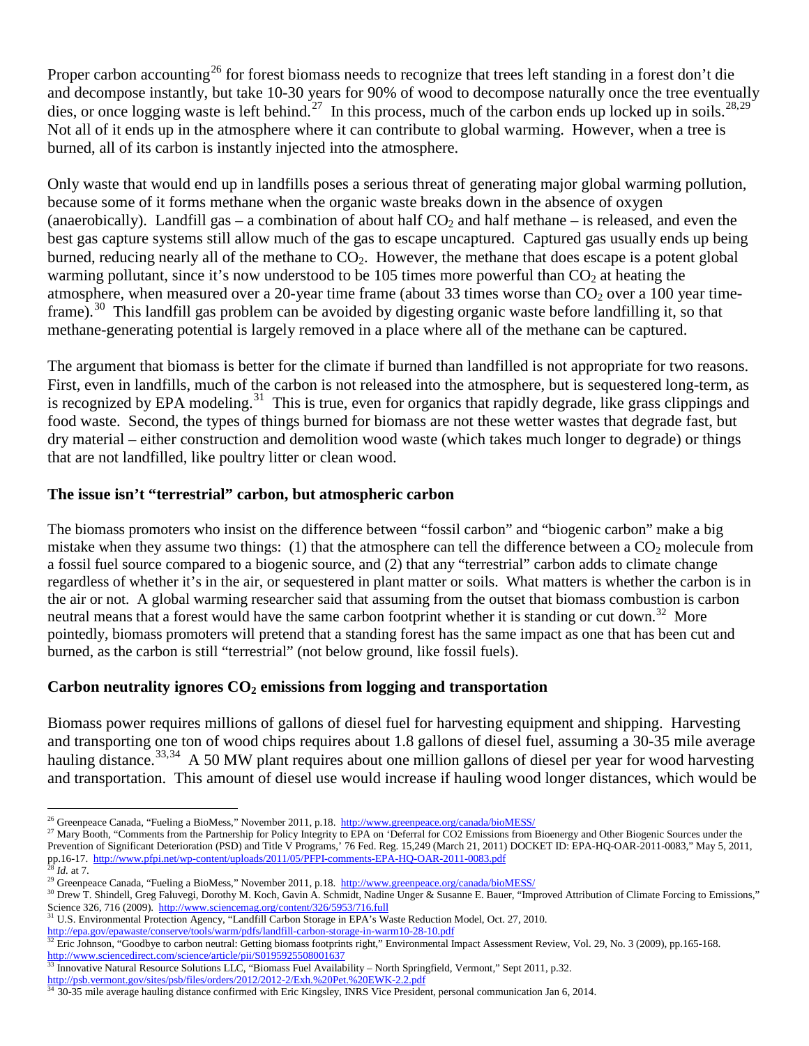Proper carbon accounting[26] for forest biomass needs to recognize that trees left standing in a forest don't die and decompose instantly, but take 10-30 years for 90% of wood to decompose naturally once the tree eventually dies, or once logging waste is left behind.[27] In this process, much of the carbon ends up locked up in soils.[28,29] Not all of it ends up in the atmosphere where it can contribute to global warming. However, when a tree is burned, all of its carbon is instantly injected into the atmosphere.

Only waste that would end up in landfills poses a serious threat of generating major global warming pollution, because some of it forms methane when the organic waste breaks down in the absence of oxygen (anaerobically). Landfill gas – a combination of about half $CO_2$ and half methane – is released, and even the best gas capture systems still allow much of the gas to escape uncaptured. Captured gas usually ends up being burned, reducing nearly all of the methane to $CO_2$. However, the methane that does escape is a potent global warming pollutant, since it's now understood to be 105 times more powerful than $CO_2$ at heating the atmosphere, when measured over a 20-year time frame (about 33 times worse than $CO_2$ over a 100 year time-frame).[30] This landfill gas problem can be avoided by digesting organic waste before landfilling it, so that methane-generating potential is largely removed in a place where all of the methane can be captured.

The argument that biomass is better for the climate if burned than landfilled is not appropriate for two reasons. First, even in landfills, much of the carbon is not released into the atmosphere, but is sequestered long-term, as is recognized by EPA modeling.[31] This is true, even for organics that rapidly degrade, like grass clippings and food waste. Second, the types of things burned for biomass are not these wetter wastes that degrade fast, but dry material – either construction and demolition wood waste (which takes much longer to degrade) or things that are not landfilled, like poultry litter or clean wood.

### The issue isn't "terrestrial" carbon, but atmospheric carbon

The biomass promoters who insist on the difference between "fossil carbon" and "biogenic carbon" make a big mistake when they assume two things: (1) that the atmosphere can tell the difference between a $CO_2$ molecule from a fossil fuel source compared to a biogenic source, and (2) that any "terrestrial" carbon adds to climate change regardless of whether it's in the air, or sequestered in plant matter or soils. What matters is whether the carbon is in the air or not. A global warming researcher said that assuming from the outset that biomass combustion is carbon neutral means that a forest would have the same carbon footprint whether it is standing or cut down.[32] More pointedly, biomass promoters will pretend that a standing forest has the same impact as one that has been cut and burned, as the carbon is still "terrestrial" (not below ground, like fossil fuels).

### Carbon neutrality ignores $CO_2$ emissions from logging and transportation

Biomass power requires millions of gallons of diesel fuel for harvesting equipment and shipping. Harvesting and transporting one ton of wood chips requires about 1.8 gallons of diesel fuel, assuming a 30-35 mile average hauling distance.[33,34] A 50 MW plant requires about one million gallons of diesel per year for wood harvesting and transportation. This amount of diesel use would increase if hauling wood longer distances, which would be

---

[26] Greenpeace Canada, "Fueling a BioMess," November 2011, p.18. http://www.greenpeace.org/canada/bioMESS/

[27] Mary Booth, "Comments from the Partnership for Policy Integrity to EPA on 'Deferral for CO2 Emissions from Bioenergy and Other Biogenic Sources under the Prevention of Significant Deterioration (PSD) and Title V Programs,' 76 Fed. Reg. 15,249 (March 21, 2011) DOCKET ID: EPA-HQ-OAR-2011-0083," May 5, 2011, pp.16-17. http://www.pfpi.net/wp-content/uploads/2011/05/PFPI-comments-EPA-HQ-OAR-2011-0083.pdf

[28] *Id.* at 7.

[29] Greenpeace Canada, "Fueling a BioMess," November 2011, p.18. http://www.greenpeace.org/canada/bioMESS/

[30] Drew T. Shindell, Greg Faluvegi, Dorothy M. Koch, Gavin A. Schmidt, Nadine Unger & Susanne E. Bauer, "Improved Attribution of Climate Forcing to Emissions," Science 326, 716 (2009). http://www.sciencemag.org/content/326/5953/716.full

[31] U.S. Environmental Protection Agency, "Landfill Carbon Storage in EPA's Waste Reduction Model, Oct. 27, 2010. http://epa.gov/epawaste/conserve/tools/warm/pdfs/landfill-carbon-storage-in-warm10-28-10.pdf

[32] Eric Johnson, "Goodbye to carbon neutral: Getting biomass footprints right," Environmental Impact Assessment Review, Vol. 29, No. 3 (2009), pp.165-168. http://www.sciencedirect.com/science/article/pii/S0195925508001637

[33] Innovative Natural Resource Solutions LLC, "Biomass Fuel Availability – North Springfield, Vermont," Sept 2011, p.32. http://psb.vermont.gov/sites/psb/files/orders/2012/2012-2/Exh.%20Pet.%20EWK-2.2.pdf

[34] 30-35 mile average hauling distance confirmed with Eric Kingsley, INRS Vice President, personal communication Jan 6, 2014.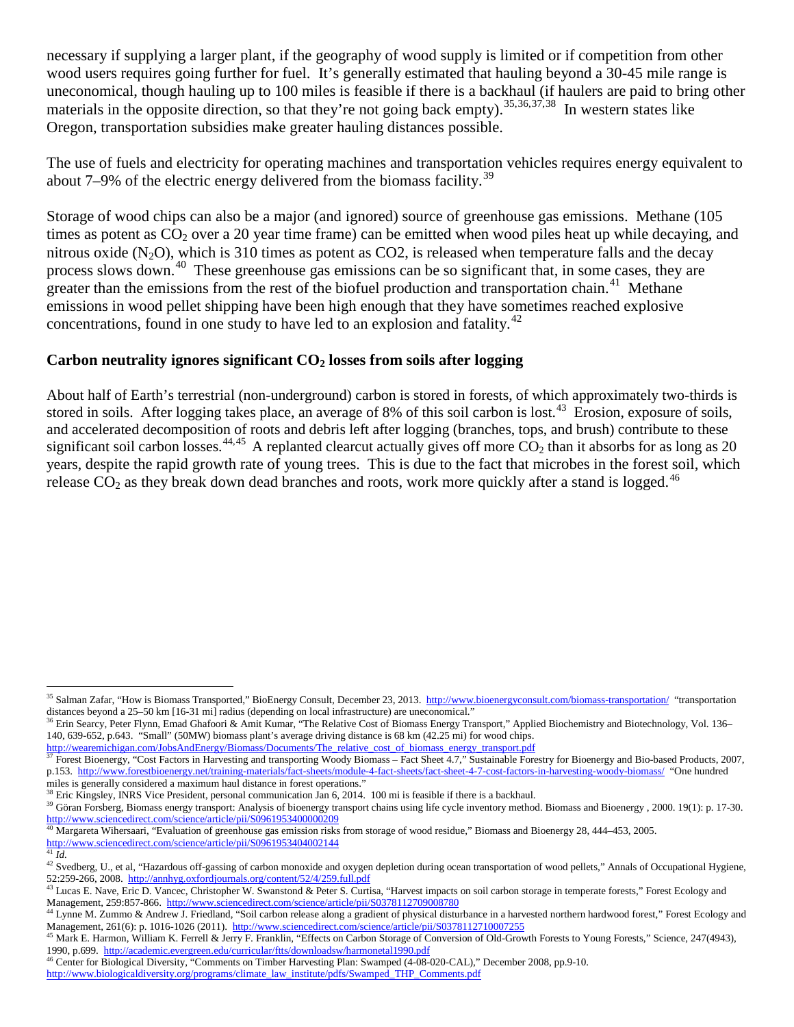necessary if supplying a larger plant, if the geography of wood supply is limited or if competition from other wood users requires going further for fuel. It's generally estimated that hauling beyond a 30-45 mile range is uneconomical, though hauling up to 100 miles is feasible if there is a backhaul (if haulers are paid to bring other materials in the opposite direction, so that they're not going back empty).[35,36,37,38] In western states like Oregon, transportation subsidies make greater hauling distances possible.

The use of fuels and electricity for operating machines and transportation vehicles requires energy equivalent to about 7–9% of the electric energy delivered from the biomass facility.[39]

Storage of wood chips can also be a major (and ignored) source of greenhouse gas emissions. Methane (105 times as potent as $CO_2$ over a 20 year time frame) can be emitted when wood piles heat up while decaying, and nitrous oxide ($N_2O$), which is 310 times as potent as CO2, is released when temperature falls and the decay process slows down.[40] These greenhouse gas emissions can be so significant that, in some cases, they are greater than the emissions from the rest of the biofuel production and transportation chain.[41] Methane emissions in wood pellet shipping have been high enough that they have sometimes reached explosive concentrations, found in one study to have led to an explosion and fatality.[42]

### Carbon neutrality ignores significant $CO_2$ losses from soils after logging

About half of Earth's terrestrial (non-underground) carbon is stored in forests, of which approximately two-thirds is stored in soils. After logging takes place, an average of 8% of this soil carbon is lost.[43] Erosion, exposure of soils, and accelerated decomposition of roots and debris left after logging (branches, tops, and brush) contribute to these significant soil carbon losses.[44,45] A replanted clearcut actually gives off more $CO_2$ than it absorbs for as long as 20 years, despite the rapid growth rate of young trees. This is due to the fact that microbes in the forest soil, which release $CO_2$ as they break down dead branches and roots, work more quickly after a stand is logged.[46]

---

[35] Salman Zafar, "How is Biomass Transported," BioEnergy Consult, December 23, 2013. http://www.bioenergyconsult.com/biomass-transportation/ "transportation distances beyond a 25–50 km [16-31 mi] radius (depending on local infrastructure) are uneconomical."

[36] Erin Searcy, Peter Flynn, Emad Ghafoori & Amit Kumar, "The Relative Cost of Biomass Energy Transport," Applied Biochemistry and Biotechnology, Vol. 136–140, 639-652, p.643. "Small" (50MW) biomass plant's average driving distance is 68 km (42.25 mi) for wood chips. http://wearemichigan.com/JobsAndEnergy/Biomass/Documents/The_relative_cost_of_biomass_energy_transport.pdf

[37] Forest Bioenergy, "Cost Factors in Harvesting and transporting Woody Biomass – Fact Sheet 4.7," Sustainable Forestry for Bioenergy and Bio-based Products, 2007, p.153. http://www.forestbioenergy.net/training-materials/fact-sheets/module-4-fact-sheets/fact-sheet-4-7-cost-factors-in-harvesting-woody-biomass/ "One hundred miles is generally considered a maximum haul distance in forest operations."

[38] Eric Kingsley, INRS Vice President, personal communication Jan 6, 2014. 100 mi is feasible if there is a backhaul.

[39] Göran Forsberg, Biomass energy transport: Analysis of bioenergy transport chains using life cycle inventory method. Biomass and Bioenergy , 2000. 19(1): p. 17-30. http://www.sciencedirect.com/science/article/pii/S0961953400000209

[40] Margareta Wihersaari, "Evaluation of greenhouse gas emission risks from storage of wood residue," Biomass and Bioenergy 28, 444–453, 2005. http://www.sciencedirect.com/science/article/pii/S0961953404002144

[41] *Id.*

[42] Svedberg, U., et al, "Hazardous off-gassing of carbon monoxide and oxygen depletion during ocean transportation of wood pellets," Annals of Occupational Hygiene, 52:259-266, 2008. http://annhyg.oxfordjournals.org/content/52/4/259.full.pdf

[43] Lucas E. Nave, Eric D. Vancec, Christopher W. Swanstond & Peter S. Curtisa, "Harvest impacts on soil carbon storage in temperate forests," Forest Ecology and Management, 259:857-866. http://www.sciencedirect.com/science/article/pii/S0378112709008780

[44] Lynne M. Zummo & Andrew J. Friedland, "Soil carbon release along a gradient of physical disturbance in a harvested northern hardwood forest," Forest Ecology and Management, 261(6): p. 1016-1026 (2011). http://www.sciencedirect.com/science/article/pii/S0378112710007255

[45] Mark E. Harmon, William K. Ferrell & Jerry F. Franklin, "Effects on Carbon Storage of Conversion of Old-Growth Forests to Young Forests," Science, 247(4943), 1990, p.699. http://academic.evergreen.edu/curricular/ftts/downloadsw/harmonetal1990.pdf

[46] Center for Biological Diversity, "Comments on Timber Harvesting Plan: Swamped (4-08-020-CAL)," December 2008, pp.9-10. http://www.biologicaldiversity.org/programs/climate_law_institute/pdfs/Swamped_THP_Comments.pdf